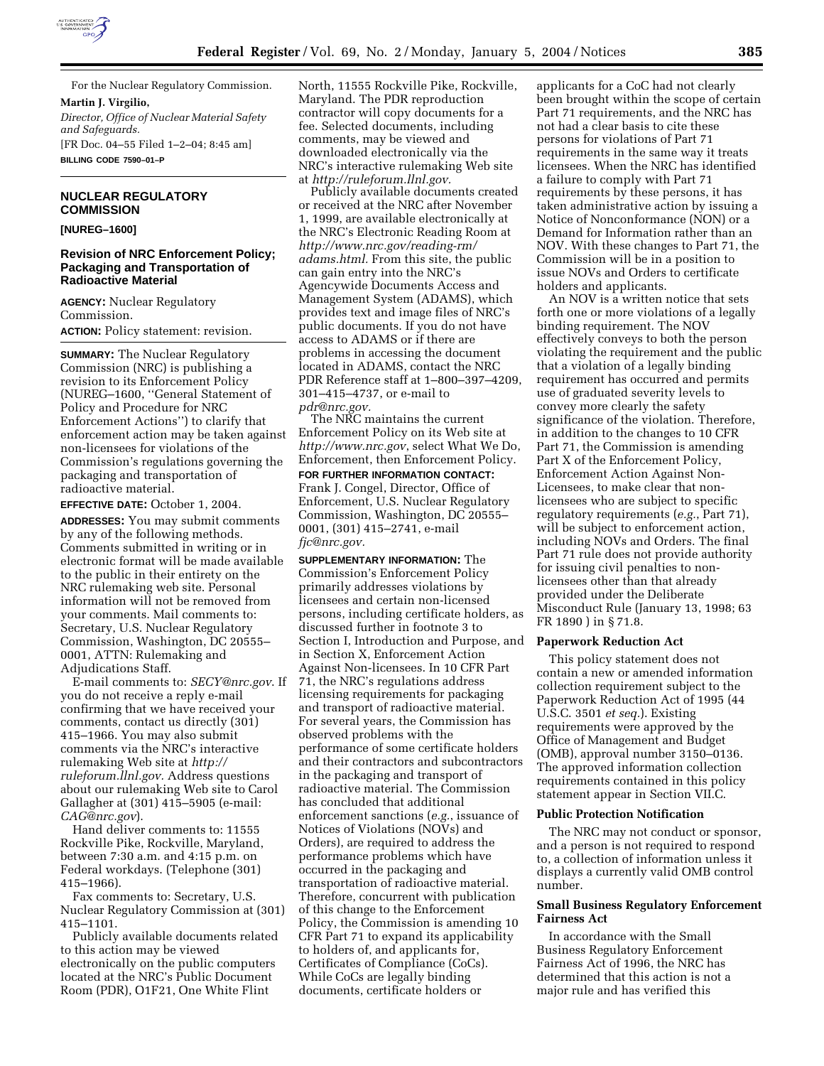For the Nuclear Regulatory Commission.

**Martin J. Virgilio,**

*Director, Office of Nuclear Material Safety and Safeguards.*

[FR Doc. 04–55 Filed 1–2–04; 8:45 am]

**BILLING CODE 7590–01–P**

---

## NUCLEAR REGULATORY COMMISSION

**[NUREG–1600]**

### Revision of NRC Enforcement Policy; Packaging and Transportation of Radioactive Material

**AGENCY:** Nuclear Regulatory Commission.

**ACTION:** Policy statement: revision.

**SUMMARY:** The Nuclear Regulatory Commission (NRC) is publishing a revision to its Enforcement Policy (NUREG–1600, ''General Statement of Policy and Procedure for NRC Enforcement Actions'') to clarify that enforcement action may be taken against non-licensees for violations of the Commission's regulations governing the packaging and transportation of radioactive material.

**EFFECTIVE DATE:** October 1, 2004.

**ADDRESSES:** You may submit comments by any of the following methods. Comments submitted in writing or in electronic format will be made available to the public in their entirety on the NRC rulemaking web site. Personal information will not be removed from your comments. Mail comments to: Secretary, U.S. Nuclear Regulatory Commission, Washington, DC 20555–0001, ATTN: Rulemaking and Adjudications Staff.

E-mail comments to: *SECY@nrc.gov*. If you do not receive a reply e-mail confirming that we have received your comments, contact us directly (301) 415–1966. You may also submit comments via the NRC's interactive rulemaking Web site at *http://ruleforum.llnl.gov.* Address questions about our rulemaking Web site to Carol Gallagher at (301) 415–5905 (e-mail: *CAG@nrc.gov*).

Hand deliver comments to: 11555 Rockville Pike, Rockville, Maryland, between 7:30 a.m. and 4:15 p.m. on Federal workdays. (Telephone (301) 415–1966).

Fax comments to: Secretary, U.S. Nuclear Regulatory Commission at (301) 415–1101.

Publicly available documents related to this action may be viewed electronically on the public computers located at the NRC's Public Document Room (PDR), O1F21, One White Flint North, 11555 Rockville Pike, Rockville, Maryland. The PDR reproduction contractor will copy documents for a fee. Selected documents, including comments, may be viewed and downloaded electronically via the NRC's interactive rulemaking Web site at *http://ruleforum.llnl.gov.*

Publicly available documents created or received at the NRC after November 1, 1999, are available electronically at the NRC's Electronic Reading Room at *http://www.nrc.gov/reading-rm/adams.html.* From this site, the public can gain entry into the NRC's Agencywide Documents Access and Management System (ADAMS), which provides text and image files of NRC's public documents. If you do not have access to ADAMS or if there are problems in accessing the document located in ADAMS, contact the NRC PDR Reference staff at 1–800–397–4209, 301–415–4737, or e-mail to *pdr@nrc.gov.*

The NRC maintains the current Enforcement Policy on its Web site at *http://www.nrc.gov*, select What We Do, Enforcement, then Enforcement Policy.

**FOR FURTHER INFORMATION CONTACT:** Frank J. Congel, Director, Office of Enforcement, U.S. Nuclear Regulatory Commission, Washington, DC 20555–0001, (301) 415–2741, e-mail *fjc@nrc.gov.*

**SUPPLEMENTARY INFORMATION:** The Commission's Enforcement Policy primarily addresses violations by licensees and certain non-licensed persons, including certificate holders, as discussed further in footnote 3 to Section I, Introduction and Purpose, and in Section X, Enforcement Action Against Non-licensees. In 10 CFR Part 71, the NRC's regulations address licensing requirements for packaging and transport of radioactive material. For several years, the Commission has observed problems with the performance of some certificate holders and their contractors and subcontractors in the packaging and transport of radioactive material. The Commission has concluded that additional enforcement sanctions (*e.g.*, issuance of Notices of Violations (NOVs) and Orders), are required to address the performance problems which have occurred in the packaging and transportation of radioactive material. Therefore, concurrent with publication of this change to the Enforcement Policy, the Commission is amending 10 CFR Part 71 to expand its applicability to holders of, and applicants for, Certificates of Compliance (CoCs). While CoCs are legally binding documents, certificate holders or applicants for a CoC had not clearly been brought within the scope of certain Part 71 requirements, and the NRC has not had a clear basis to cite these persons for violations of Part 71 requirements in the same way it treats licensees. When the NRC has identified a failure to comply with Part 71 requirements by these persons, it has taken administrative action by issuing a Notice of Nonconformance (NON) or a Demand for Information rather than an NOV. With these changes to Part 71, the Commission will be in a position to issue NOVs and Orders to certificate holders and applicants.

An NOV is a written notice that sets forth one or more violations of a legally binding requirement. The NOV effectively conveys to both the person violating the requirement and the public that a violation of a legally binding requirement has occurred and permits use of graduated severity levels to convey more clearly the safety significance of the violation. Therefore, in addition to the changes to 10 CFR Part 71, the Commission is amending Part X of the Enforcement Policy, Enforcement Action Against Non-Licensees, to make clear that non-licensees who are subject to specific regulatory requirements (*e.g.*, Part 71), will be subject to enforcement action, including NOVs and Orders. The final Part 71 rule does not provide authority for issuing civil penalties to non-licensees other than that already provided under the Deliberate Misconduct Rule (January 13, 1998; 63 FR 1890 ) in § 71.8.

#### Paperwork Reduction Act

This policy statement does not contain a new or amended information collection requirement subject to the Paperwork Reduction Act of 1995 (44 U.S.C. 3501 *et seq.*). Existing requirements were approved by the Office of Management and Budget (OMB), approval number 3150–0136. The approved information collection requirements contained in this policy statement appear in Section VII.C.

#### Public Protection Notification

The NRC may not conduct or sponsor, and a person is not required to respond to, a collection of information unless it displays a currently valid OMB control number.

#### Small Business Regulatory Enforcement Fairness Act

In accordance with the Small Business Regulatory Enforcement Fairness Act of 1996, the NRC has determined that this action is not a major rule and has verified this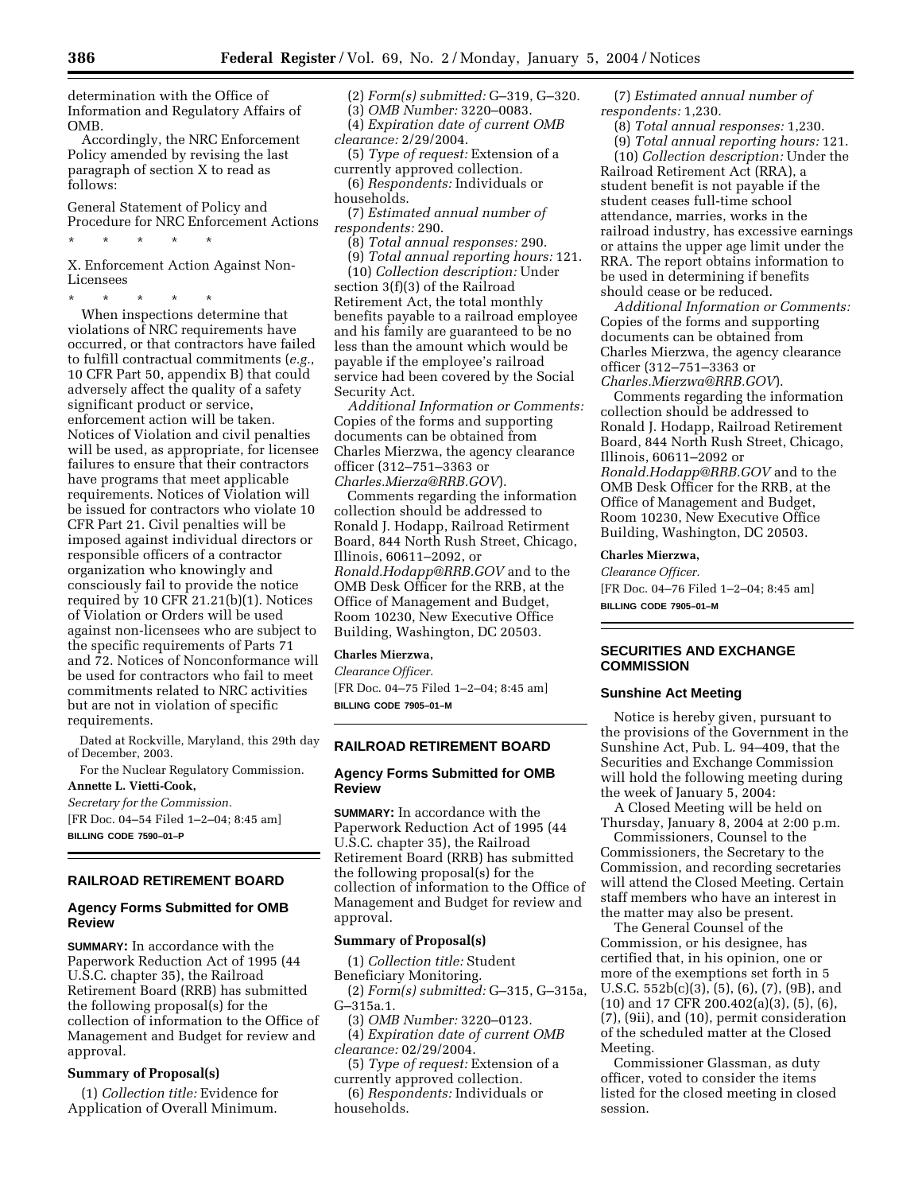determination with the Office of Information and Regulatory Affairs of OMB.

Accordingly, the NRC Enforcement Policy amended by revising the last paragraph of section X to read as follows:

General Statement of Policy and Procedure for NRC Enforcement Actions

\* \* \* \* \*

X. Enforcement Action Against Non-Licensees

\* \* \* \* \*

When inspections determine that violations of NRC requirements have occurred, or that contractors have failed to fulfill contractual commitments (*e.g.*, 10 CFR Part 50, appendix B) that could adversely affect the quality of a safety significant product or service, enforcement action will be taken. Notices of Violation and civil penalties will be used, as appropriate, for licensee failures to ensure that their contractors have programs that meet applicable requirements. Notices of Violation will be issued for contractors who violate 10 CFR Part 21. Civil penalties will be imposed against individual directors or responsible officers of a contractor organization who knowingly and consciously fail to provide the notice required by 10 CFR 21.21(b)(1). Notices of Violation or Orders will be used against non-licensees who are subject to the specific requirements of Parts 71 and 72. Notices of Nonconformance will be used for contractors who fail to meet commitments related to NRC activities but are not in violation of specific requirements.

Dated at Rockville, Maryland, this 29th day of December, 2003.

For the Nuclear Regulatory Commission.

**Annette L. Vietti-Cook,**

*Secretary for the Commission.*

[FR Doc. 04–54 Filed 1–2–04; 8:45 am]

**BILLING CODE 7590–01–P**

## RAILROAD RETIREMENT BOARD

### Agency Forms Submitted for OMB Review

**SUMMARY:** In accordance with the Paperwork Reduction Act of 1995 (44 U.S.C. chapter 35), the Railroad Retirement Board (RRB) has submitted the following proposal(s) for the collection of information to the Office of Management and Budget for review and approval.

#### Summary of Proposal(s)

(1) *Collection title:* Evidence for Application of Overall Minimum.

(2) *Form(s) submitted:* G–319, G–320.

(3) *OMB Number:* 3220–0083.

(4) *Expiration date of current OMB clearance:* 2/29/2004.

(5) *Type of request:* Extension of a currently approved collection.

(6) *Respondents:* Individuals or households.

(7) *Estimated annual number of respondents:* 290.

(8) *Total annual responses:* 290.

(9) *Total annual reporting hours:* 121.

(10) *Collection description:* Under section 3(f)(3) of the Railroad Retirement Act, the total monthly benefits payable to a railroad employee and his family are guaranteed to be no less than the amount which would be payable if the employee's railroad service had been covered by the Social Security Act.

*Additional Information or Comments:* Copies of the forms and supporting documents can be obtained from Charles Mierzwa, the agency clearance officer (312–751–3363 or *Charles.Mierza@RRB.GOV*).

Comments regarding the information collection should be addressed to Ronald J. Hodapp, Railroad Retirment Board, 844 North Rush Street, Chicago, Illinois, 60611–2092, or *Ronald.Hodapp@RRB.GOV* and to the OMB Desk Officer for the RRB, at the Office of Management and Budget, Room 10230, New Executive Office Building, Washington, DC 20503.

**Charles Mierzwa,**

*Clearance Officer.*

[FR Doc. 04–75 Filed 1–2–04; 8:45 am]

**BILLING CODE 7905–01–M**

## RAILROAD RETIREMENT BOARD

### Agency Forms Submitted for OMB Review

**SUMMARY:** In accordance with the Paperwork Reduction Act of 1995 (44 U.S.C. chapter 35), the Railroad Retirement Board (RRB) has submitted the following proposal(s) for the collection of information to the Office of Management and Budget for review and approval.

#### Summary of Proposal(s)

(1) *Collection title:* Student Beneficiary Monitoring.

(2) *Form(s) submitted:* G–315, G–315a, G–315a.1.

(3) *OMB Number:* 3220–0123.

(4) *Expiration date of current OMB clearance:* 02/29/2004.

(5) *Type of request:* Extension of a currently approved collection.

(6) *Respondents:* Individuals or households.

(7) *Estimated annual number of respondents:* 1,230.

(8) *Total annual responses:* 1,230.

(9) *Total annual reporting hours:* 121.

(10) *Collection description:* Under the Railroad Retirement Act (RRA), a student benefit is not payable if the student ceases full-time school attendance, marries, works in the railroad industry, has excessive earnings or attains the upper age limit under the RRA. The report obtains information to be used in determining if benefits should cease or be reduced.

*Additional Information or Comments:* Copies of the forms and supporting documents can be obtained from Charles Mierzwa, the agency clearance officer (312–751–3363 or *Charles.Mierzwa@RRB.GOV*).

Comments regarding the information collection should be addressed to Ronald J. Hodapp, Railroad Retirement Board, 844 North Rush Street, Chicago, Illinois, 60611–2092 or *Ronald.Hodapp@RRB.GOV* and to the OMB Desk Officer for the RRB, at the Office of Management and Budget, Room 10230, New Executive Office Building, Washington, DC 20503.

**Charles Mierzwa,**

*Clearance Officer.*

[FR Doc. 04–76 Filed 1–2–04; 8:45 am]

**BILLING CODE 7905–01–M**

## SECURITIES AND EXCHANGE COMMISSION

### Sunshine Act Meeting

Notice is hereby given, pursuant to the provisions of the Government in the Sunshine Act, Pub. L. 94–409, that the Securities and Exchange Commission will hold the following meeting during the week of January 5, 2004:

A Closed Meeting will be held on Thursday, January 8, 2004 at 2:00 p.m.

Commissioners, Counsel to the Commissioners, the Secretary to the Commission, and recording secretaries will attend the Closed Meeting. Certain staff members who have an interest in the matter may also be present.

The General Counsel of the Commission, or his designee, has certified that, in his opinion, one or more of the exemptions set forth in 5 U.S.C. 552b(c)(3), (5), (6), (7), (9B), and (10) and 17 CFR 200.402(a)(3), (5), (6), (7), (9ii), and (10), permit consideration of the scheduled matter at the Closed Meeting.

Commissioner Glassman, as duty officer, voted to consider the items listed for the closed meeting in closed session.